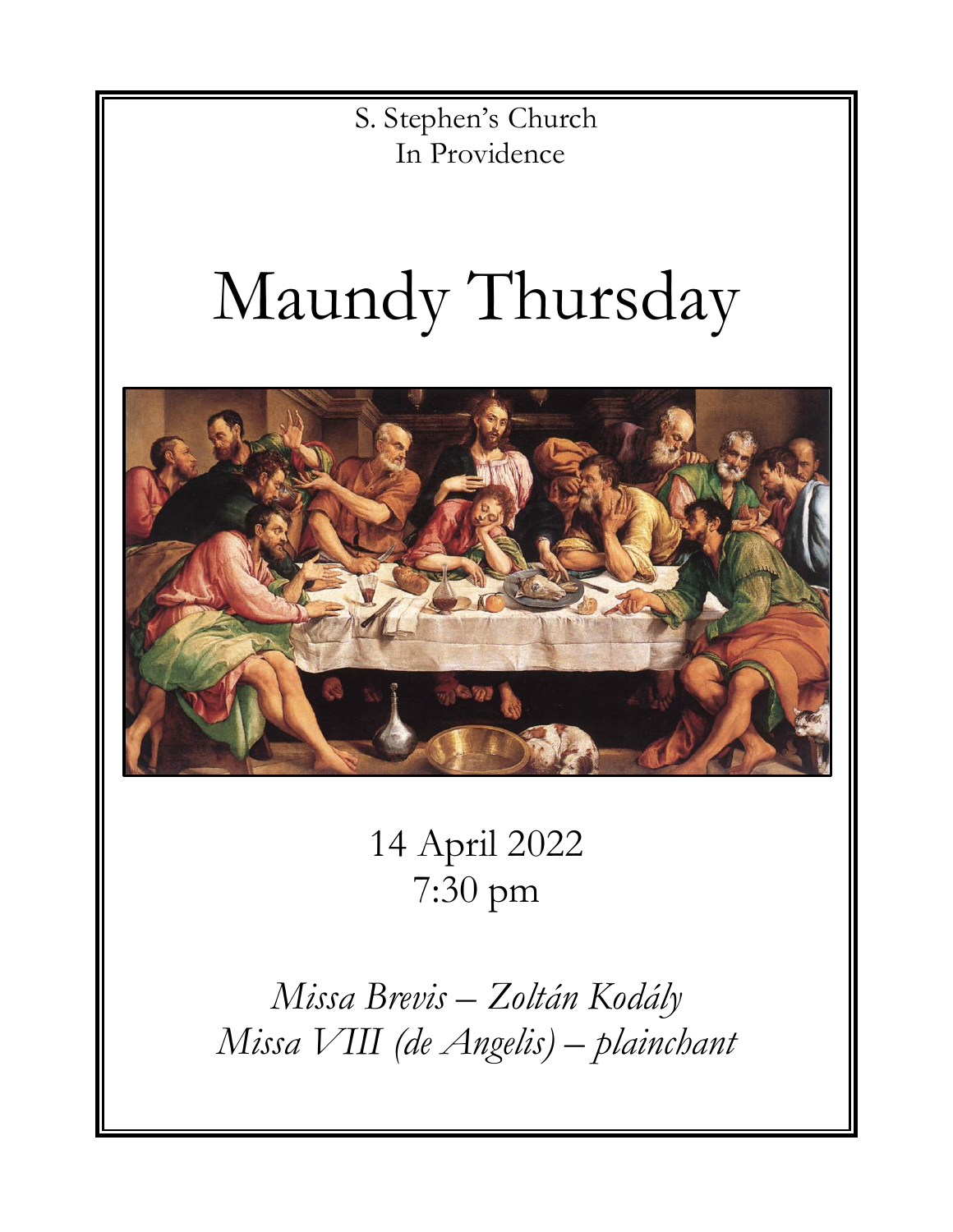S. Stephen's Church
In Providence

# Maundy Thursday

14 April 2022
7:30 pm

*Missa Brevis – Zoltán Kodály*
*Missa VIII (de Angelis) – plainchant*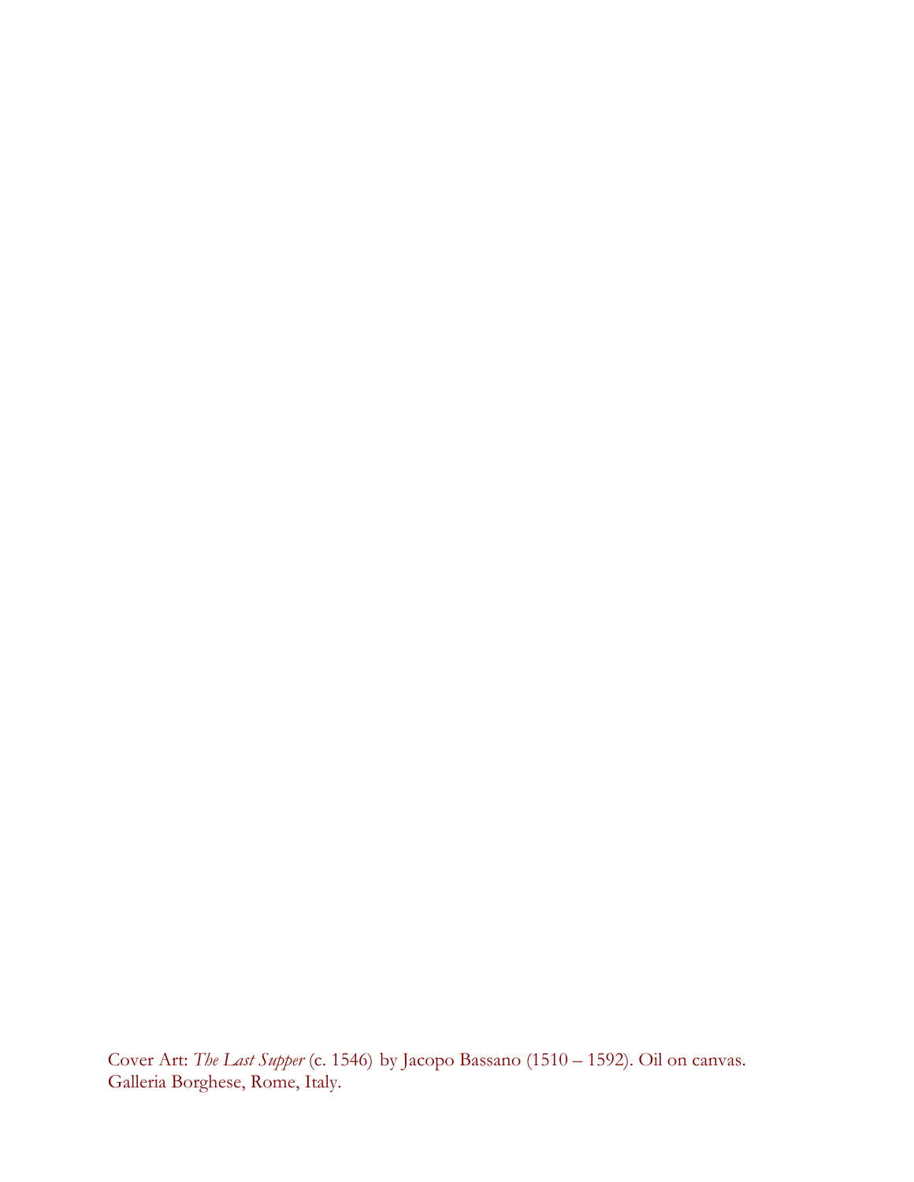Cover Art: *The Last Supper* (c. 1546) by Jacopo Bassano (1510 – 1592). Oil on canvas. Galleria Borghese, Rome, Italy.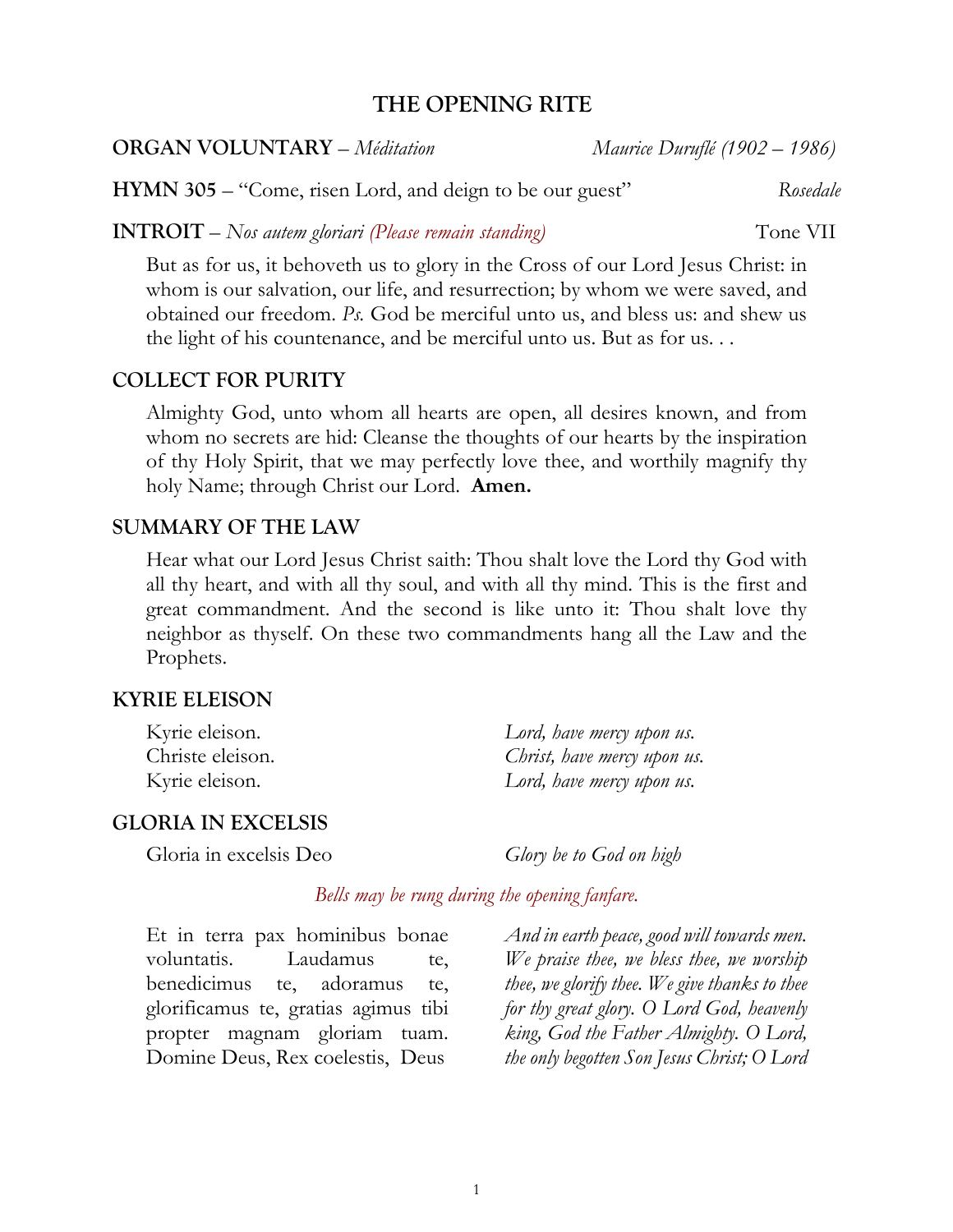# THE OPENING RITE

**ORGAN VOLUNTARY** – *Méditation* *Maurice Duruflé (1902 – 1986)*

**HYMN 305** – "Come, risen Lord, and deign to be our guest" *Rosedale*

**INTROIT** – *Nos autem gloriari (Please remain standing)* Tone VII

But as for us, it behoveth us to glory in the Cross of our Lord Jesus Christ: in whom is our salvation, our life, and resurrection; by whom we were saved, and obtained our freedom. *Ps.* God be merciful unto us, and bless us: and shew us the light of his countenance, and be merciful unto us. But as for us. . .

## COLLECT FOR PURITY

Almighty God, unto whom all hearts are open, all desires known, and from whom no secrets are hid: Cleanse the thoughts of our hearts by the inspiration of thy Holy Spirit, that we may perfectly love thee, and worthily magnify thy holy Name; through Christ our Lord. **Amen.**

## SUMMARY OF THE LAW

Hear what our Lord Jesus Christ saith: Thou shalt love the Lord thy God with all thy heart, and with all thy soul, and with all thy mind. This is the first and great commandment. And the second is like unto it: Thou shalt love thy neighbor as thyself. On these two commandments hang all the Law and the Prophets.

## KYRIE ELEISON

Kyrie eleison. *Lord, have mercy upon us.*
Christe eleison. *Christ, have mercy upon us.*
Kyrie eleison. *Lord, have mercy upon us.*

## GLORIA IN EXCELSIS

Gloria in excelsis Deo *Glory be to God on high*

*Bells may be rung during the opening fanfare.*

Et in terra pax hominibus bonae voluntatis. Laudamus te, benedicimus te, adoramus te, glorificamus te, gratias agimus tibi propter magnam gloriam tuam. Domine Deus, Rex coelestis, Deus

*And in earth peace, good will towards men. We praise thee, we bless thee, we worship thee, we glorify thee. We give thanks to thee for thy great glory. O Lord God, heavenly king, God the Father Almighty. O Lord, the only begotten Son Jesus Christ; O Lord*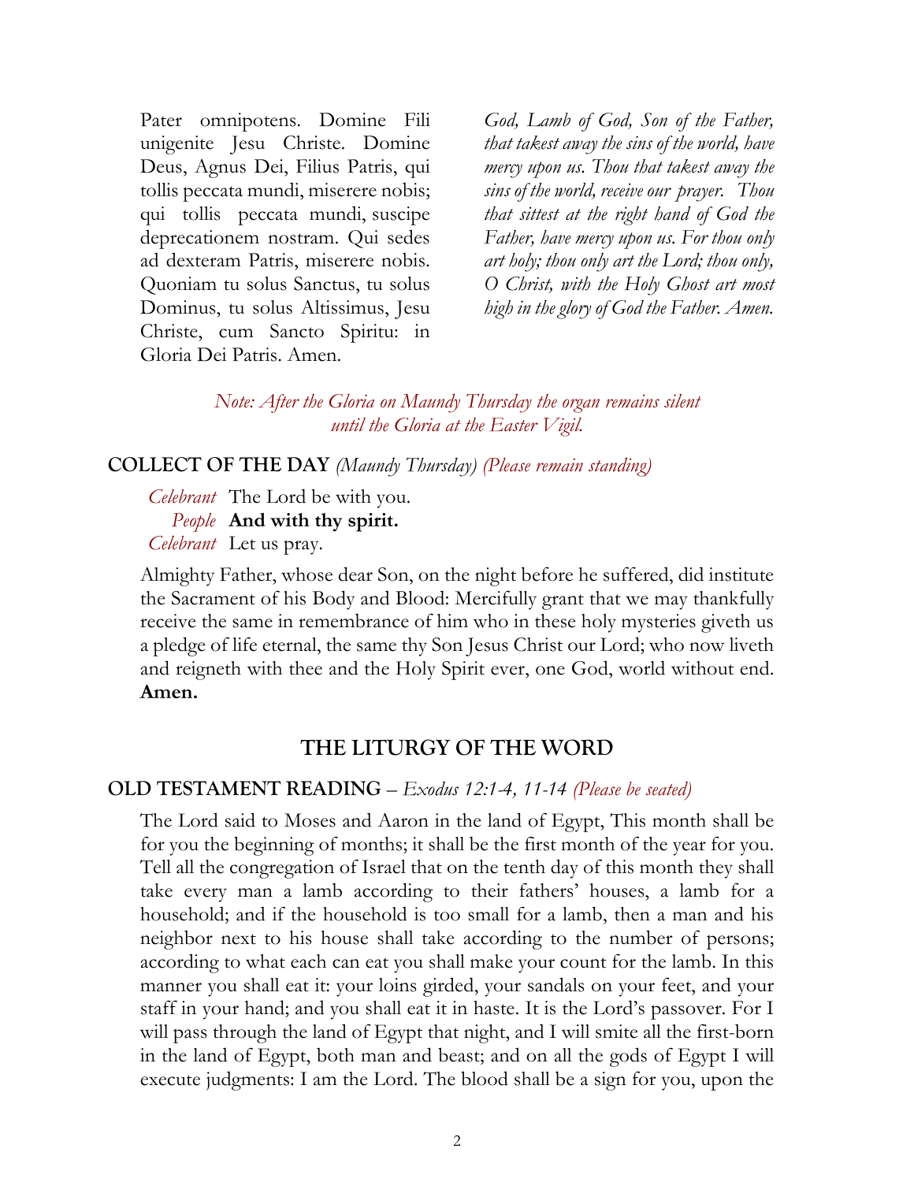Pater omnipotens. Domine Fili unigenite Jesu Christe. Domine Deus, Agnus Dei, Filius Patris, qui tollis peccata mundi, miserere nobis; qui tollis peccata mundi, suscipe deprecationem nostram. Qui sedes ad dexteram Patris, miserere nobis. Quoniam tu solus Sanctus, tu solus Dominus, tu solus Altissimus, Jesu Christe, cum Sancto Spiritu: in Gloria Dei Patris. Amen.

*God, Lamb of God, Son of the Father, that takest away the sins of the world, have mercy upon us. Thou that takest away the sins of the world, receive our prayer. Thou that sittest at the right hand of God the Father, have mercy upon us. For thou only art holy; thou only art the Lord; thou only, O Christ, with the Holy Ghost art most high in the glory of God the Father. Amen.*

*Note: After the Gloria on Maundy Thursday the organ remains silent until the Gloria at the Easter Vigil.*

**COLLECT OF THE DAY** *(Maundy Thursday) (Please remain standing)*

*Celebrant* The Lord be with you.
*People* **And with thy spirit.**
*Celebrant* Let us pray.

Almighty Father, whose dear Son, on the night before he suffered, did institute the Sacrament of his Body and Blood: Mercifully grant that we may thankfully receive the same in remembrance of him who in these holy mysteries giveth us a pledge of life eternal, the same thy Son Jesus Christ our Lord; who now liveth and reigneth with thee and the Holy Spirit ever, one God, world without end. **Amen.**

## THE LITURGY OF THE WORD

**OLD TESTAMENT READING** – *Exodus 12:1-4, 11-14 (Please be seated)*

The Lord said to Moses and Aaron in the land of Egypt, This month shall be for you the beginning of months; it shall be the first month of the year for you. Tell all the congregation of Israel that on the tenth day of this month they shall take every man a lamb according to their fathers' houses, a lamb for a household; and if the household is too small for a lamb, then a man and his neighbor next to his house shall take according to the number of persons; according to what each can eat you shall make your count for the lamb. In this manner you shall eat it: your loins girded, your sandals on your feet, and your staff in your hand; and you shall eat it in haste. It is the Lord's passover. For I will pass through the land of Egypt that night, and I will smite all the first-born in the land of Egypt, both man and beast; and on all the gods of Egypt I will execute judgments: I am the Lord. The blood shall be a sign for you, upon the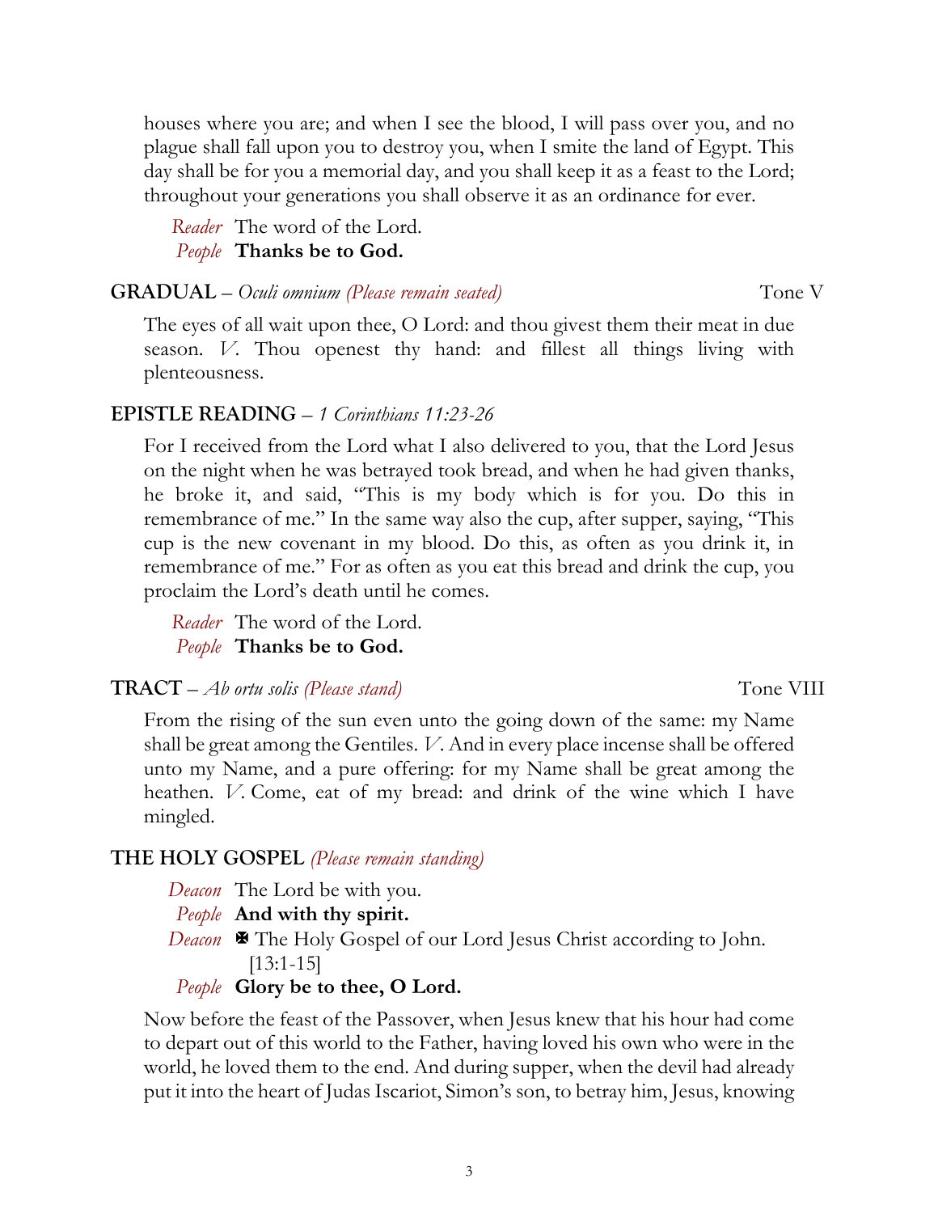houses where you are; and when I see the blood, I will pass over you, and no plague shall fall upon you to destroy you, when I smite the land of Egypt. This day shall be for you a memorial day, and you shall keep it as a feast to the Lord; throughout your generations you shall observe it as an ordinance for ever.

*Reader* The word of the Lord.
*People* **Thanks be to God.**

**GRADUAL** – *Oculi omnium (Please remain seated)* Tone V

The eyes of all wait upon thee, O Lord: and thou givest them their meat in due season. *V.* Thou openest thy hand: and fillest all things living with plenteousness.

**EPISTLE READING** – *1 Corinthians 11:23-26*

For I received from the Lord what I also delivered to you, that the Lord Jesus on the night when he was betrayed took bread, and when he had given thanks, he broke it, and said, "This is my body which is for you. Do this in remembrance of me." In the same way also the cup, after supper, saying, "This cup is the new covenant in my blood. Do this, as often as you drink it, in remembrance of me." For as often as you eat this bread and drink the cup, you proclaim the Lord's death until he comes.

*Reader* The word of the Lord.
*People* **Thanks be to God.**

**TRACT** – *Ab ortu solis (Please stand)* Tone VIII

From the rising of the sun even unto the going down of the same: my Name shall be great among the Gentiles. *V.* And in every place incense shall be offered unto my Name, and a pure offering: for my Name shall be great among the heathen. *V.* Come, eat of my bread: and drink of the wine which I have mingled.

**THE HOLY GOSPEL** *(Please remain standing)*

*Deacon* The Lord be with you.
*People* **And with thy spirit.**
*Deacon* ✠ The Holy Gospel of our Lord Jesus Christ according to John. [13:1-15]
*People* **Glory be to thee, O Lord.**

Now before the feast of the Passover, when Jesus knew that his hour had come to depart out of this world to the Father, having loved his own who were in the world, he loved them to the end. And during supper, when the devil had already put it into the heart of Judas Iscariot, Simon's son, to betray him, Jesus, knowing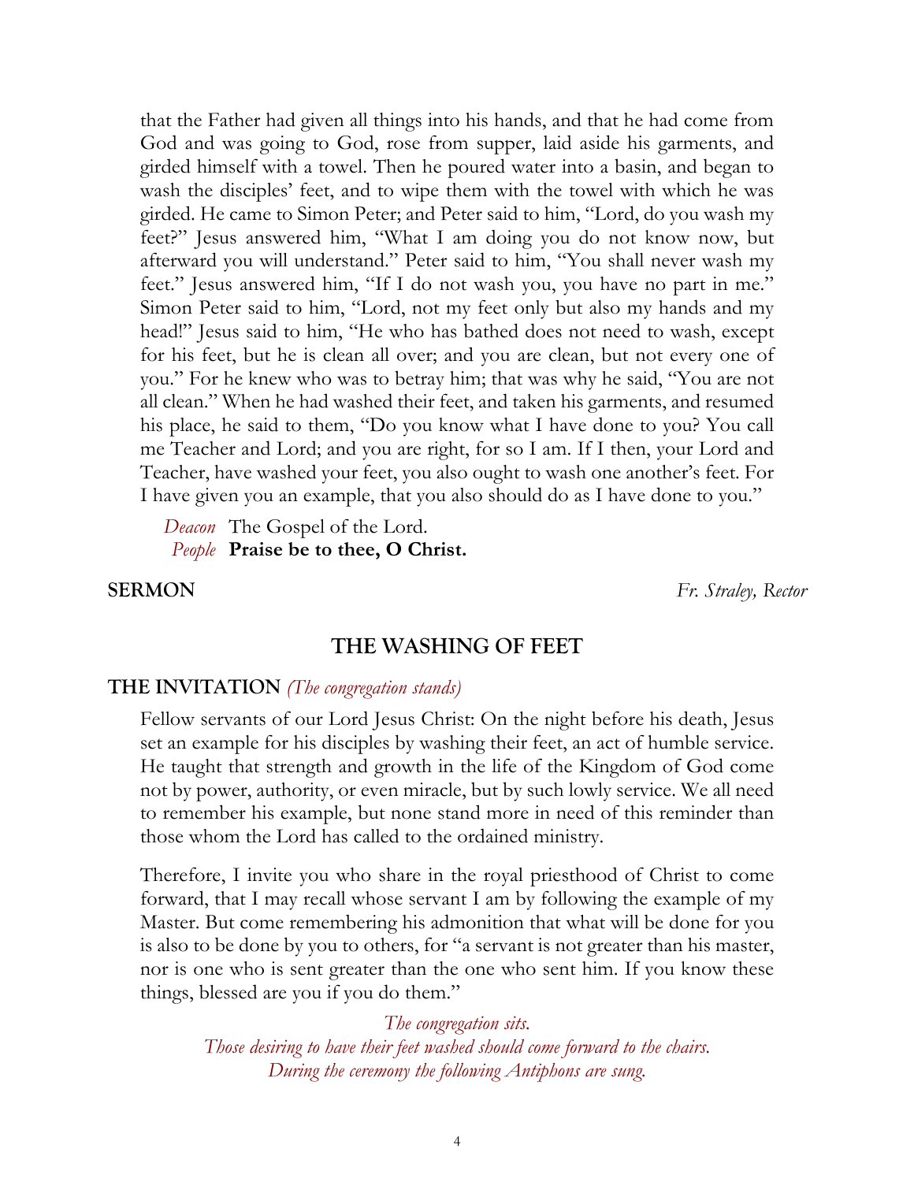that the Father had given all things into his hands, and that he had come from God and was going to God, rose from supper, laid aside his garments, and girded himself with a towel. Then he poured water into a basin, and began to wash the disciples' feet, and to wipe them with the towel with which he was girded. He came to Simon Peter; and Peter said to him, "Lord, do you wash my feet?" Jesus answered him, "What I am doing you do not know now, but afterward you will understand." Peter said to him, "You shall never wash my feet." Jesus answered him, "If I do not wash you, you have no part in me." Simon Peter said to him, "Lord, not my feet only but also my hands and my head!" Jesus said to him, "He who has bathed does not need to wash, except for his feet, but he is clean all over; and you are clean, but not every one of you." For he knew who was to betray him; that was why he said, "You are not all clean." When he had washed their feet, and taken his garments, and resumed his place, he said to them, "Do you know what I have done to you? You call me Teacher and Lord; and you are right, for so I am. If I then, your Lord and Teacher, have washed your feet, you also ought to wash one another's feet. For I have given you an example, that you also should do as I have done to you."

*Deacon* The Gospel of the Lord.
*People* **Praise be to thee, O Christ.**

**SERMON** *Fr. Straley, Rector*

## THE WASHING OF FEET

**THE INVITATION** *(The congregation stands)*

Fellow servants of our Lord Jesus Christ: On the night before his death, Jesus set an example for his disciples by washing their feet, an act of humble service. He taught that strength and growth in the life of the Kingdom of God come not by power, authority, or even miracle, but by such lowly service. We all need to remember his example, but none stand more in need of this reminder than those whom the Lord has called to the ordained ministry.

Therefore, I invite you who share in the royal priesthood of Christ to come forward, that I may recall whose servant I am by following the example of my Master. But come remembering his admonition that what will be done for you is also to be done by you to others, for "a servant is not greater than his master, nor is one who is sent greater than the one who sent him. If you know these things, blessed are you if you do them."

*The congregation sits.*
*Those desiring to have their feet washed should come forward to the chairs.*
*During the ceremony the following Antiphons are sung.*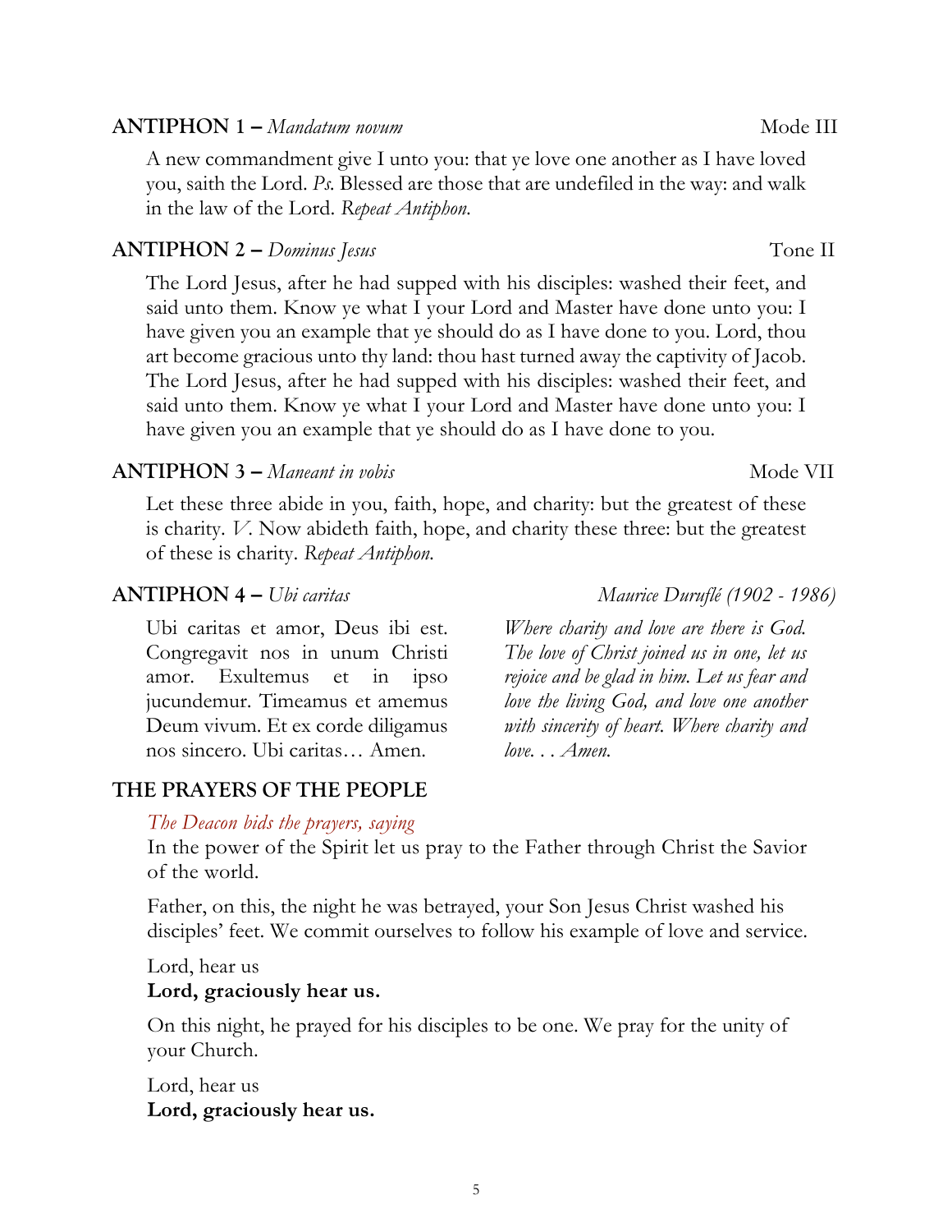**ANTIPHON 1 –** *Mandatum novum* Mode III

A new commandment give I unto you: that ye love one another as I have loved you, saith the Lord. *Ps.* Blessed are those that are undefiled in the way: and walk in the law of the Lord. *Repeat Antiphon.*

**ANTIPHON 2 –** *Dominus Jesus* Tone II

The Lord Jesus, after he had supped with his disciples: washed their feet, and said unto them. Know ye what I your Lord and Master have done unto you: I have given you an example that ye should do as I have done to you. Lord, thou art become gracious unto thy land: thou hast turned away the captivity of Jacob. The Lord Jesus, after he had supped with his disciples: washed their feet, and said unto them. Know ye what I your Lord and Master have done unto you: I have given you an example that ye should do as I have done to you.

**ANTIPHON 3 –** *Maneant in vobis* Mode VII

Let these three abide in you, faith, hope, and charity: but the greatest of these is charity. *V.* Now abideth faith, hope, and charity these three: but the greatest of these is charity. *Repeat Antiphon.*

**ANTIPHON 4 –** *Ubi caritas* *Maurice Duruflé (1902 - 1986)*

Ubi caritas et amor, Deus ibi est. Congregavit nos in unum Christi amor. Exultemus et in ipso jucundemur. Timeamus et amemus Deum vivum. Et ex corde diligamus nos sincero. Ubi caritas… Amen.

*Where charity and love are there is God. The love of Christ joined us in one, let us rejoice and be glad in him. Let us fear and love the living God, and love one another with sincerity of heart. Where charity and love. . . Amen.*

## THE PRAYERS OF THE PEOPLE

*The Deacon bids the prayers, saying*

In the power of the Spirit let us pray to the Father through Christ the Savior of the world.

Father, on this, the night he was betrayed, your Son Jesus Christ washed his disciples' feet. We commit ourselves to follow his example of love and service.

Lord, hear us
**Lord, graciously hear us.**

On this night, he prayed for his disciples to be one. We pray for the unity of your Church.

Lord, hear us
**Lord, graciously hear us.**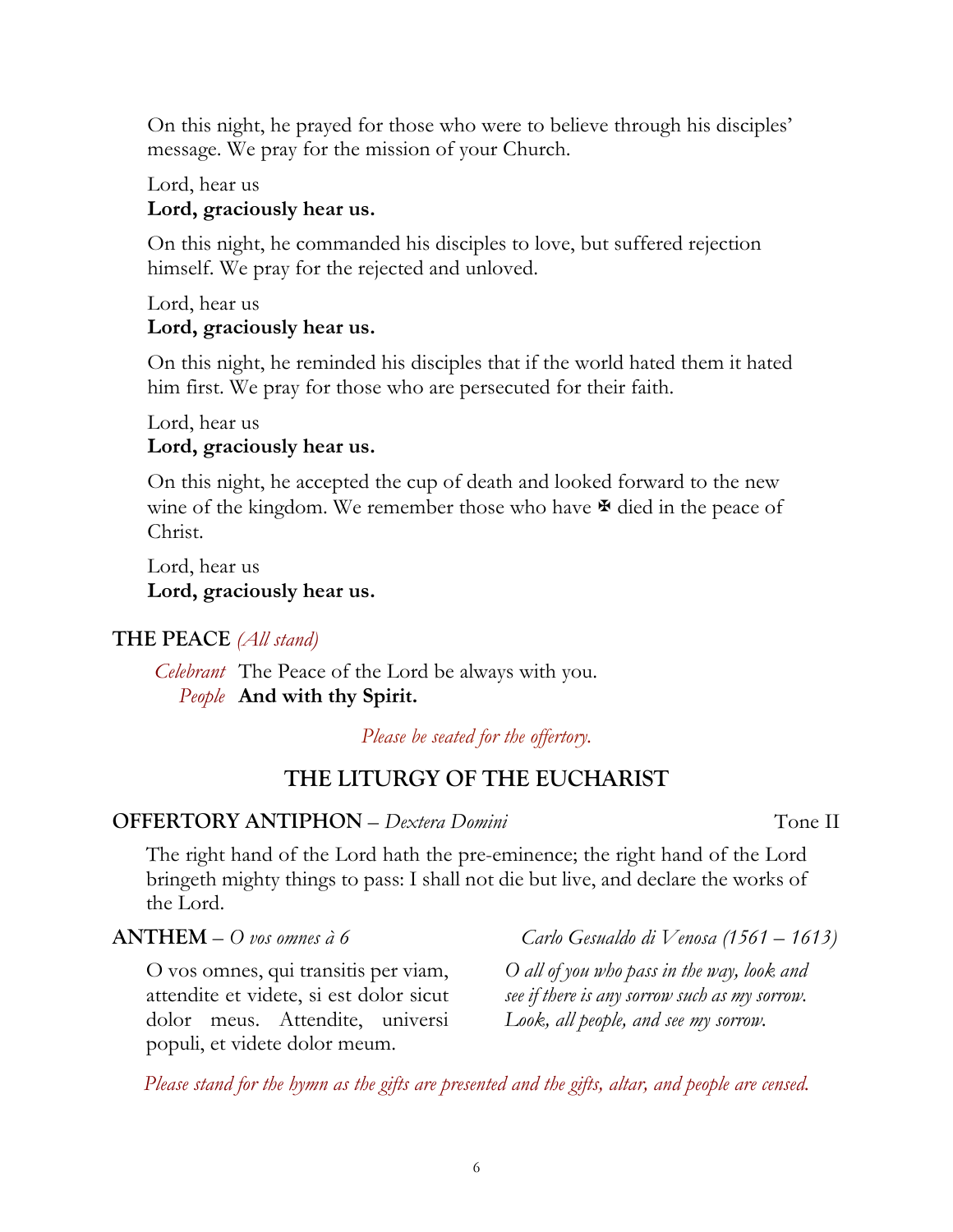On this night, he prayed for those who were to believe through his disciples' message. We pray for the mission of your Church.

Lord, hear us
**Lord, graciously hear us.**

On this night, he commanded his disciples to love, but suffered rejection himself. We pray for the rejected and unloved.

Lord, hear us
**Lord, graciously hear us.**

On this night, he reminded his disciples that if the world hated them it hated him first. We pray for those who are persecuted for their faith.

Lord, hear us
**Lord, graciously hear us.**

On this night, he accepted the cup of death and looked forward to the new wine of the kingdom. We remember those who have ✠ died in the peace of Christ.

Lord, hear us
**Lord, graciously hear us.**

**THE PEACE** *(All stand)*

*Celebrant* The Peace of the Lord be always with you.
*People* **And with thy Spirit.**

*Please be seated for the offertory.*

## THE LITURGY OF THE EUCHARIST

**OFFERTORY ANTIPHON** – *Dextera Domini* Tone II

The right hand of the Lord hath the pre-eminence; the right hand of the Lord bringeth mighty things to pass: I shall not die but live, and declare the works of the Lord.

**ANTHEM** – *O vos omnes à 6* *Carlo Gesualdo di Venosa (1561 – 1613)*

O vos omnes, qui transitis per viam, attendite et videte, si est dolor sicut dolor meus. Attendite, universi populi, et videte dolor meum.

*O all of you who pass in the way, look and see if there is any sorrow such as my sorrow. Look, all people, and see my sorrow.*

*Please stand for the hymn as the gifts are presented and the gifts, altar, and people are censed.*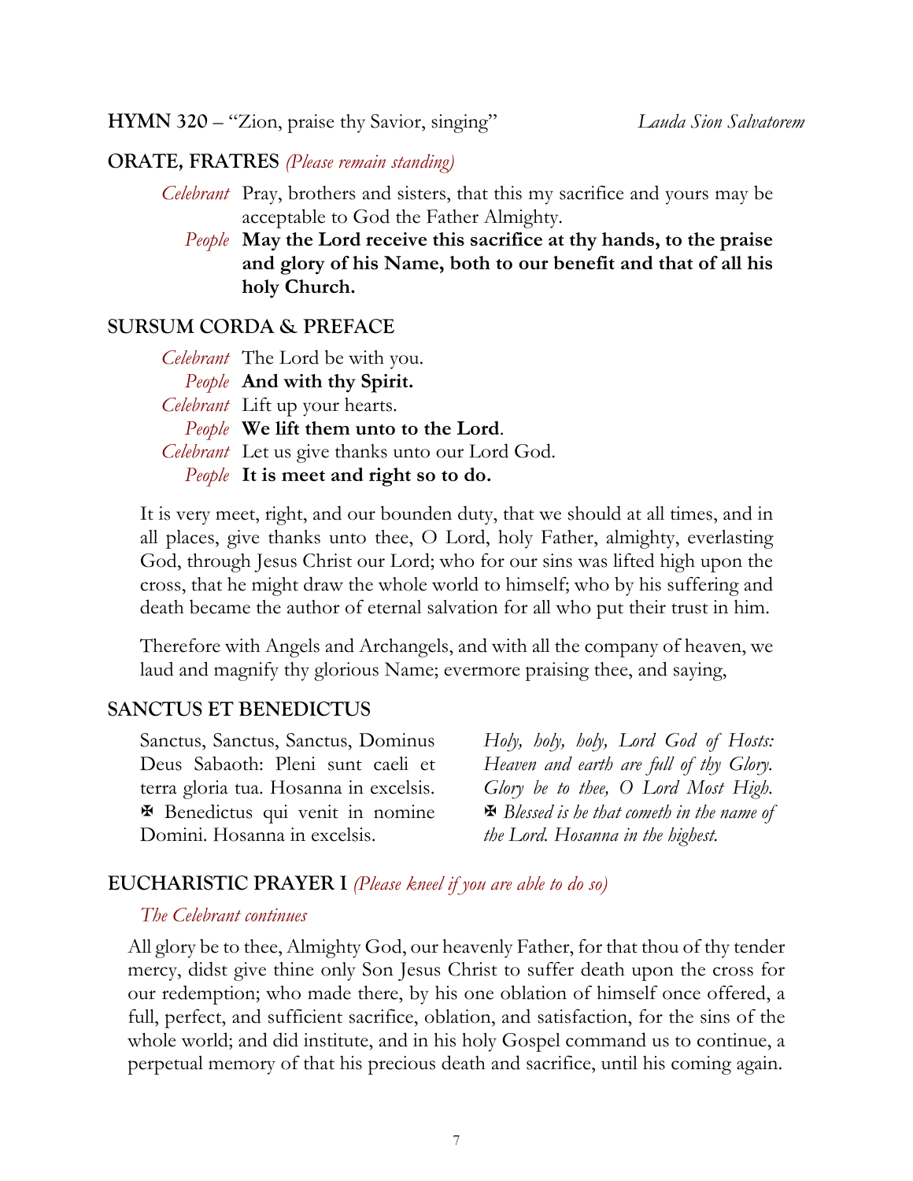**HYMN 320** – "Zion, praise thy Savior, singing" *Lauda Sion Salvatorem*

**ORATE, FRATRES** *(Please remain standing)*

*Celebrant* Pray, brothers and sisters, that this my sacrifice and yours may be acceptable to God the Father Almighty.

*People* **May the Lord receive this sacrifice at thy hands, to the praise and glory of his Name, both to our benefit and that of all his holy Church.**

**SURSUM CORDA & PREFACE**

*Celebrant* The Lord be with you.
*People* **And with thy Spirit.**
*Celebrant* Lift up your hearts.
*People* **We lift them unto to the Lord**.
*Celebrant* Let us give thanks unto our Lord God.
*People* **It is meet and right so to do.**

It is very meet, right, and our bounden duty, that we should at all times, and in all places, give thanks unto thee, O Lord, holy Father, almighty, everlasting God, through Jesus Christ our Lord; who for our sins was lifted high upon the cross, that he might draw the whole world to himself; who by his suffering and death became the author of eternal salvation for all who put their trust in him.

Therefore with Angels and Archangels, and with all the company of heaven, we laud and magnify thy glorious Name; evermore praising thee, and saying,

**SANCTUS ET BENEDICTUS**

Sanctus, Sanctus, Sanctus, Dominus Deus Sabaoth: Pleni sunt caeli et terra gloria tua. Hosanna in excelsis. ✠ Benedictus qui venit in nomine Domini. Hosanna in excelsis.

*Holy, holy, holy, Lord God of Hosts: Heaven and earth are full of thy Glory. Glory be to thee, O Lord Most High. ✠ Blessed is he that cometh in the name of the Lord. Hosanna in the highest.*

**EUCHARISTIC PRAYER I** *(Please kneel if you are able to do so)*

*The Celebrant continues*

All glory be to thee, Almighty God, our heavenly Father, for that thou of thy tender mercy, didst give thine only Son Jesus Christ to suffer death upon the cross for our redemption; who made there, by his one oblation of himself once offered, a full, perfect, and sufficient sacrifice, oblation, and satisfaction, for the sins of the whole world; and did institute, and in his holy Gospel command us to continue, a perpetual memory of that his precious death and sacrifice, until his coming again.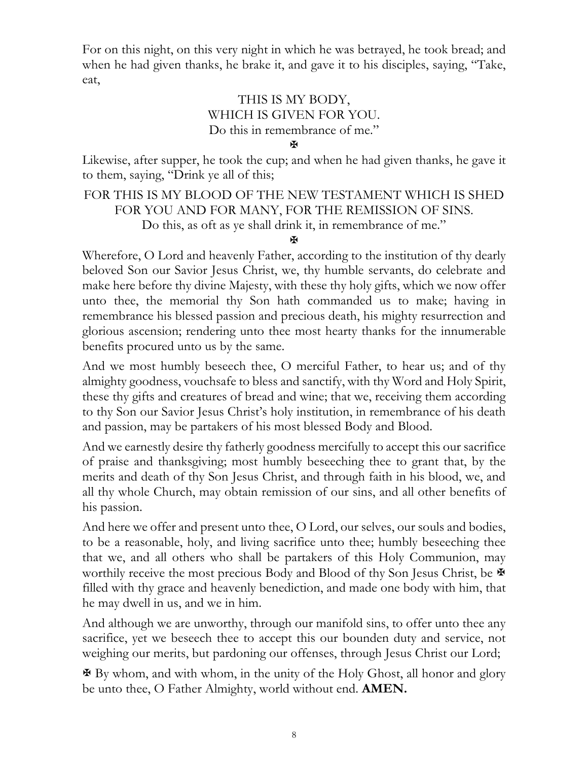For on this night, on this very night in which he was betrayed, he took bread; and when he had given thanks, he brake it, and gave it to his disciples, saying, "Take, eat,

THIS IS MY BODY,
WHICH IS GIVEN FOR YOU.
Do this in remembrance of me."

✠

Likewise, after supper, he took the cup; and when he had given thanks, he gave it to them, saying, "Drink ye all of this;

FOR THIS IS MY BLOOD OF THE NEW TESTAMENT WHICH IS SHED FOR YOU AND FOR MANY, FOR THE REMISSION OF SINS.
Do this, as oft as ye shall drink it, in remembrance of me."

✠

Wherefore, O Lord and heavenly Father, according to the institution of thy dearly beloved Son our Savior Jesus Christ, we, thy humble servants, do celebrate and make here before thy divine Majesty, with these thy holy gifts, which we now offer unto thee, the memorial thy Son hath commanded us to make; having in remembrance his blessed passion and precious death, his mighty resurrection and glorious ascension; rendering unto thee most hearty thanks for the innumerable benefits procured unto us by the same.

And we most humbly beseech thee, O merciful Father, to hear us; and of thy almighty goodness, vouchsafe to bless and sanctify, with thy Word and Holy Spirit, these thy gifts and creatures of bread and wine; that we, receiving them according to thy Son our Savior Jesus Christ's holy institution, in remembrance of his death and passion, may be partakers of his most blessed Body and Blood.

And we earnestly desire thy fatherly goodness mercifully to accept this our sacrifice of praise and thanksgiving; most humbly beseeching thee to grant that, by the merits and death of thy Son Jesus Christ, and through faith in his blood, we, and all thy whole Church, may obtain remission of our sins, and all other benefits of his passion.

And here we offer and present unto thee, O Lord, our selves, our souls and bodies, to be a reasonable, holy, and living sacrifice unto thee; humbly beseeching thee that we, and all others who shall be partakers of this Holy Communion, may worthily receive the most precious Body and Blood of thy Son Jesus Christ, be ✠ filled with thy grace and heavenly benediction, and made one body with him, that he may dwell in us, and we in him.

And although we are unworthy, through our manifold sins, to offer unto thee any sacrifice, yet we beseech thee to accept this our bounden duty and service, not weighing our merits, but pardoning our offenses, through Jesus Christ our Lord;

✠ By whom, and with whom, in the unity of the Holy Ghost, all honor and glory be unto thee, O Father Almighty, world without end. **AMEN.**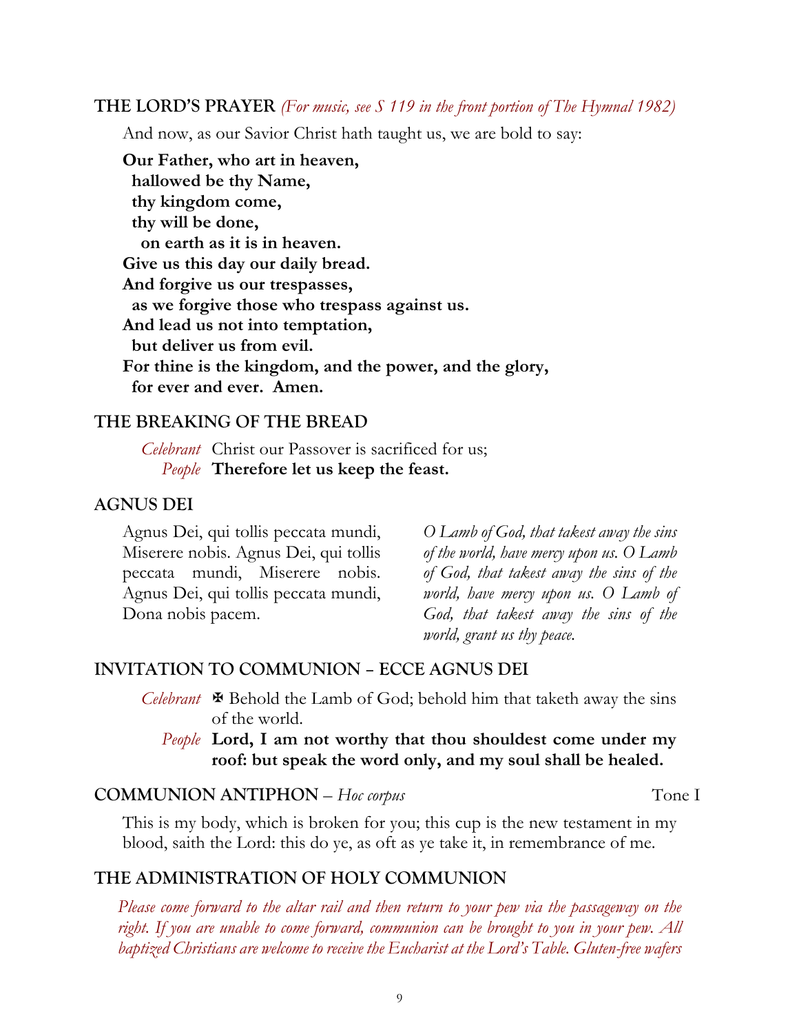## THE LORD'S PRAYER *(For music, see S 119 in the front portion of The Hymnal 1982)*

And now, as our Savior Christ hath taught us, we are bold to say:

**Our Father, who art in heaven,**
**hallowed be thy Name,**
**thy kingdom come,**
**thy will be done,**
**on earth as it is in heaven.**
**Give us this day our daily bread.**
**And forgive us our trespasses,**
**as we forgive those who trespass against us.**
**And lead us not into temptation,**
**but deliver us from evil.**
**For thine is the kingdom, and the power, and the glory,**
**for ever and ever. Amen.**

## THE BREAKING OF THE BREAD

*Celebrant* Christ our Passover is sacrificed for us;
*People* **Therefore let us keep the feast.**

## AGNUS DEI

Agnus Dei, qui tollis peccata mundi, Miserere nobis. Agnus Dei, qui tollis peccata mundi, Miserere nobis. Agnus Dei, qui tollis peccata mundi, Dona nobis pacem.

*O Lamb of God, that takest away the sins of the world, have mercy upon us. O Lamb of God, that takest away the sins of the world, have mercy upon us. O Lamb of God, that takest away the sins of the world, grant us thy peace.*

## INVITATION TO COMMUNION – ECCE AGNUS DEI

*Celebrant* ✠ Behold the Lamb of God; behold him that taketh away the sins of the world.
*People* **Lord, I am not worthy that thou shouldest come under my roof: but speak the word only, and my soul shall be healed.**

## COMMUNION ANTIPHON – *Hoc corpus* Tone I

This is my body, which is broken for you; this cup is the new testament in my blood, saith the Lord: this do ye, as oft as ye take it, in remembrance of me.

## THE ADMINISTRATION OF HOLY COMMUNION

*Please come forward to the altar rail and then return to your pew via the passageway on the right. If you are unable to come forward, communion can be brought to you in your pew. All baptized Christians are welcome to receive the Eucharist at the Lord's Table. Gluten-free wafers*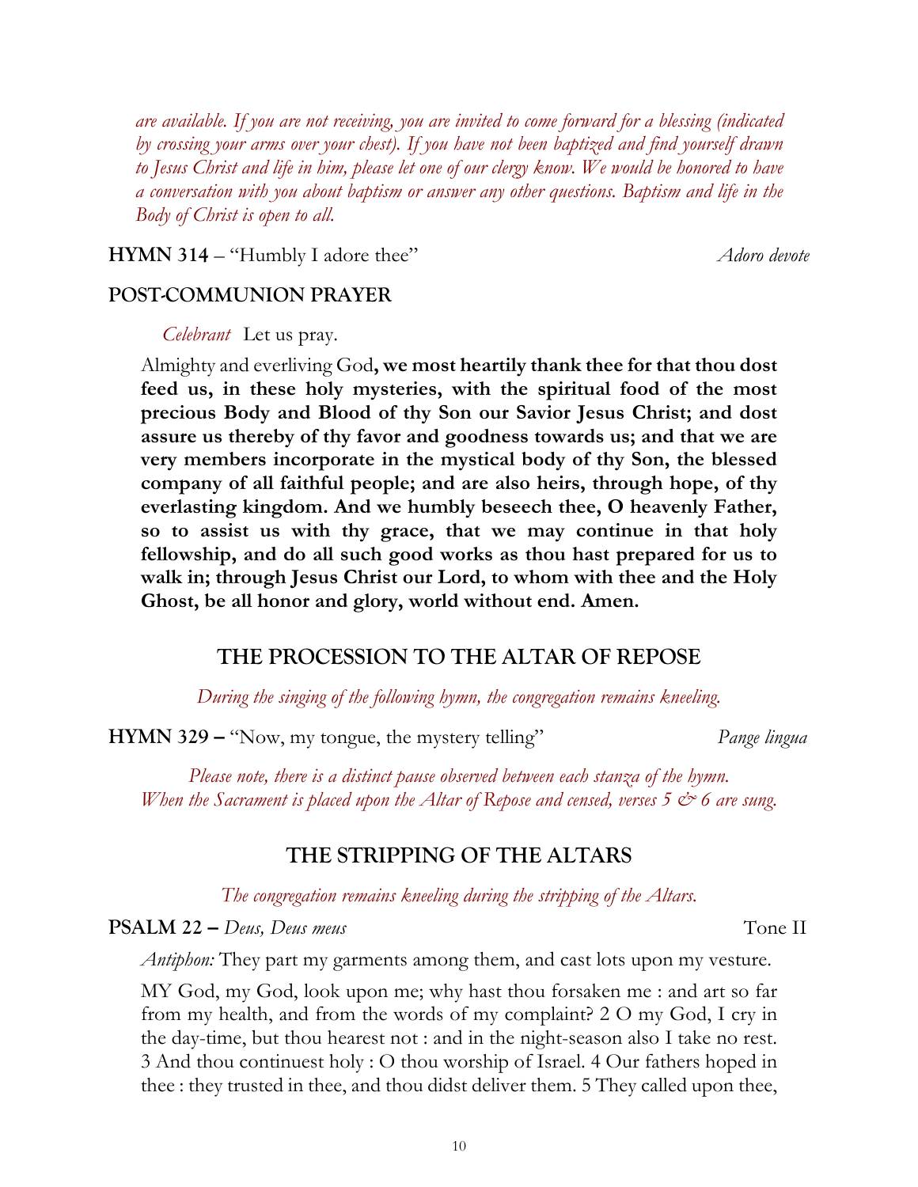*are available. If you are not receiving, you are invited to come forward for a blessing (indicated by crossing your arms over your chest). If you have not been baptized and find yourself drawn to Jesus Christ and life in him, please let one of our clergy know. We would be honored to have a conversation with you about baptism or answer any other questions. Baptism and life in the Body of Christ is open to all.*

**HYMN 314** – "Humbly I adore thee" *Adoro devote*

**POST-COMMUNION PRAYER**

*Celebrant* Let us pray.

Almighty and everliving God**, we most heartily thank thee for that thou dost feed us, in these holy mysteries, with the spiritual food of the most precious Body and Blood of thy Son our Savior Jesus Christ; and dost assure us thereby of thy favor and goodness towards us; and that we are very members incorporate in the mystical body of thy Son, the blessed company of all faithful people; and are also heirs, through hope, of thy everlasting kingdom. And we humbly beseech thee, O heavenly Father, so to assist us with thy grace, that we may continue in that holy fellowship, and do all such good works as thou hast prepared for us to walk in; through Jesus Christ our Lord, to whom with thee and the Holy Ghost, be all honor and glory, world without end. Amen.**

## THE PROCESSION TO THE ALTAR OF REPOSE

*During the singing of the following hymn, the congregation remains kneeling.*

**HYMN 329 –** "Now, my tongue, the mystery telling" *Pange lingua*

*Please note, there is a distinct pause observed between each stanza of the hymn. When the Sacrament is placed upon the Altar of Repose and censed, verses 5 & 6 are sung.*

## THE STRIPPING OF THE ALTARS

*The congregation remains kneeling during the stripping of the Altars.*

**PSALM 22 –** *Deus, Deus meus* Tone II

*Antiphon:* They part my garments among them, and cast lots upon my vesture.

MY God, my God, look upon me; why hast thou forsaken me : and art so far from my health, and from the words of my complaint? 2 O my God, I cry in the day-time, but thou hearest not : and in the night-season also I take no rest. 3 And thou continuest holy : O thou worship of Israel. 4 Our fathers hoped in thee : they trusted in thee, and thou didst deliver them. 5 They called upon thee,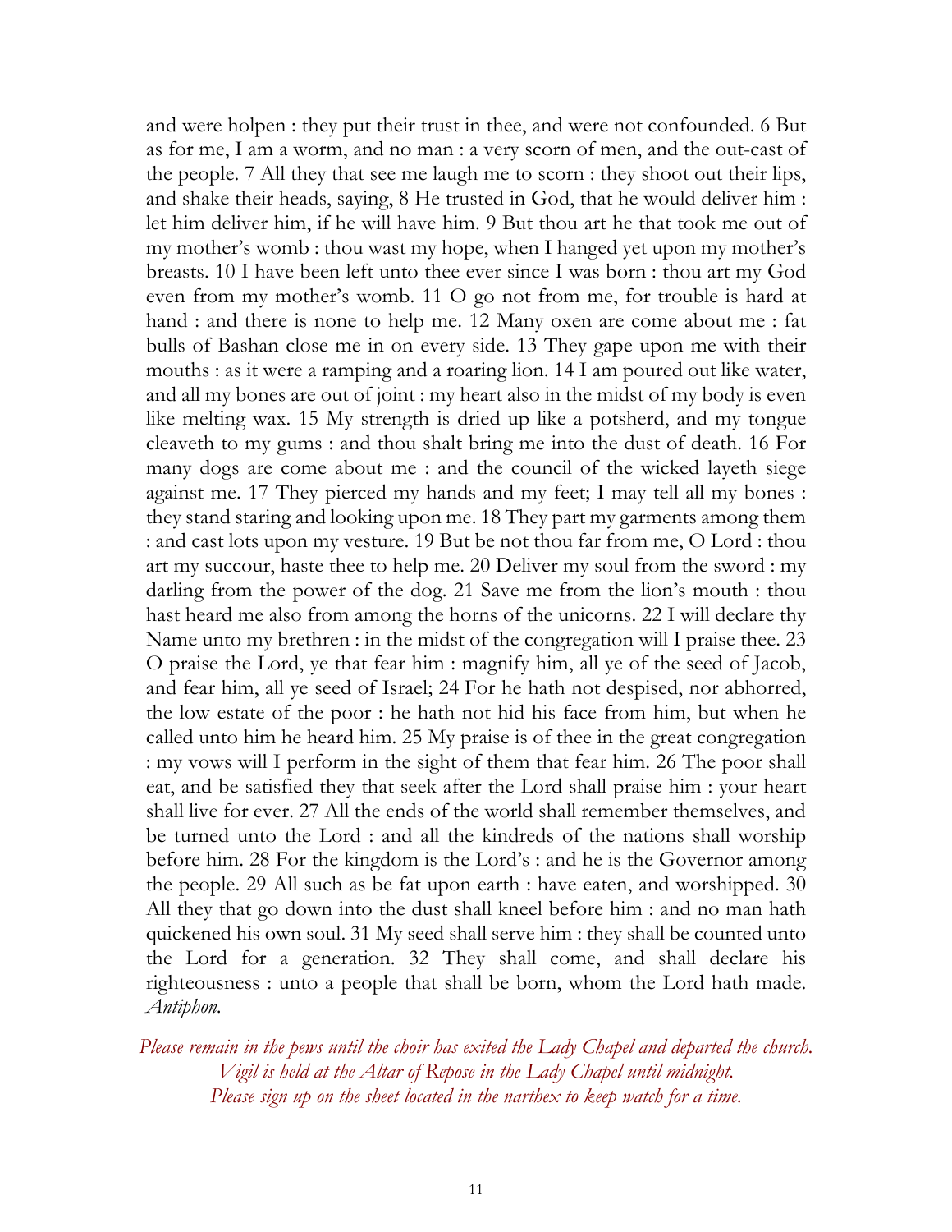and were holpen : they put their trust in thee, and were not confounded. 6 But as for me, I am a worm, and no man : a very scorn of men, and the out-cast of the people. 7 All they that see me laugh me to scorn : they shoot out their lips, and shake their heads, saying, 8 He trusted in God, that he would deliver him : let him deliver him, if he will have him. 9 But thou art he that took me out of my mother's womb : thou wast my hope, when I hanged yet upon my mother's breasts. 10 I have been left unto thee ever since I was born : thou art my God even from my mother's womb. 11 O go not from me, for trouble is hard at hand : and there is none to help me. 12 Many oxen are come about me : fat bulls of Bashan close me in on every side. 13 They gape upon me with their mouths : as it were a ramping and a roaring lion. 14 I am poured out like water, and all my bones are out of joint : my heart also in the midst of my body is even like melting wax. 15 My strength is dried up like a potsherd, and my tongue cleaveth to my gums : and thou shalt bring me into the dust of death. 16 For many dogs are come about me : and the council of the wicked layeth siege against me. 17 They pierced my hands and my feet; I may tell all my bones : they stand staring and looking upon me. 18 They part my garments among them : and cast lots upon my vesture. 19 But be not thou far from me, O Lord : thou art my succour, haste thee to help me. 20 Deliver my soul from the sword : my darling from the power of the dog. 21 Save me from the lion's mouth : thou hast heard me also from among the horns of the unicorns. 22 I will declare thy Name unto my brethren : in the midst of the congregation will I praise thee. 23 O praise the Lord, ye that fear him : magnify him, all ye of the seed of Jacob, and fear him, all ye seed of Israel; 24 For he hath not despised, nor abhorred, the low estate of the poor : he hath not hid his face from him, but when he called unto him he heard him. 25 My praise is of thee in the great congregation : my vows will I perform in the sight of them that fear him. 26 The poor shall eat, and be satisfied they that seek after the Lord shall praise him : your heart shall live for ever. 27 All the ends of the world shall remember themselves, and be turned unto the Lord : and all the kindreds of the nations shall worship before him. 28 For the kingdom is the Lord's : and he is the Governor among the people. 29 All such as be fat upon earth : have eaten, and worshipped. 30 All they that go down into the dust shall kneel before him : and no man hath quickened his own soul. 31 My seed shall serve him : they shall be counted unto the Lord for a generation. 32 They shall come, and shall declare his righteousness : unto a people that shall be born, whom the Lord hath made. *Antiphon.*

*Please remain in the pews until the choir has exited the Lady Chapel and departed the church.*
*Vigil is held at the Altar of Repose in the Lady Chapel until midnight.*
*Please sign up on the sheet located in the narthex to keep watch for a time.*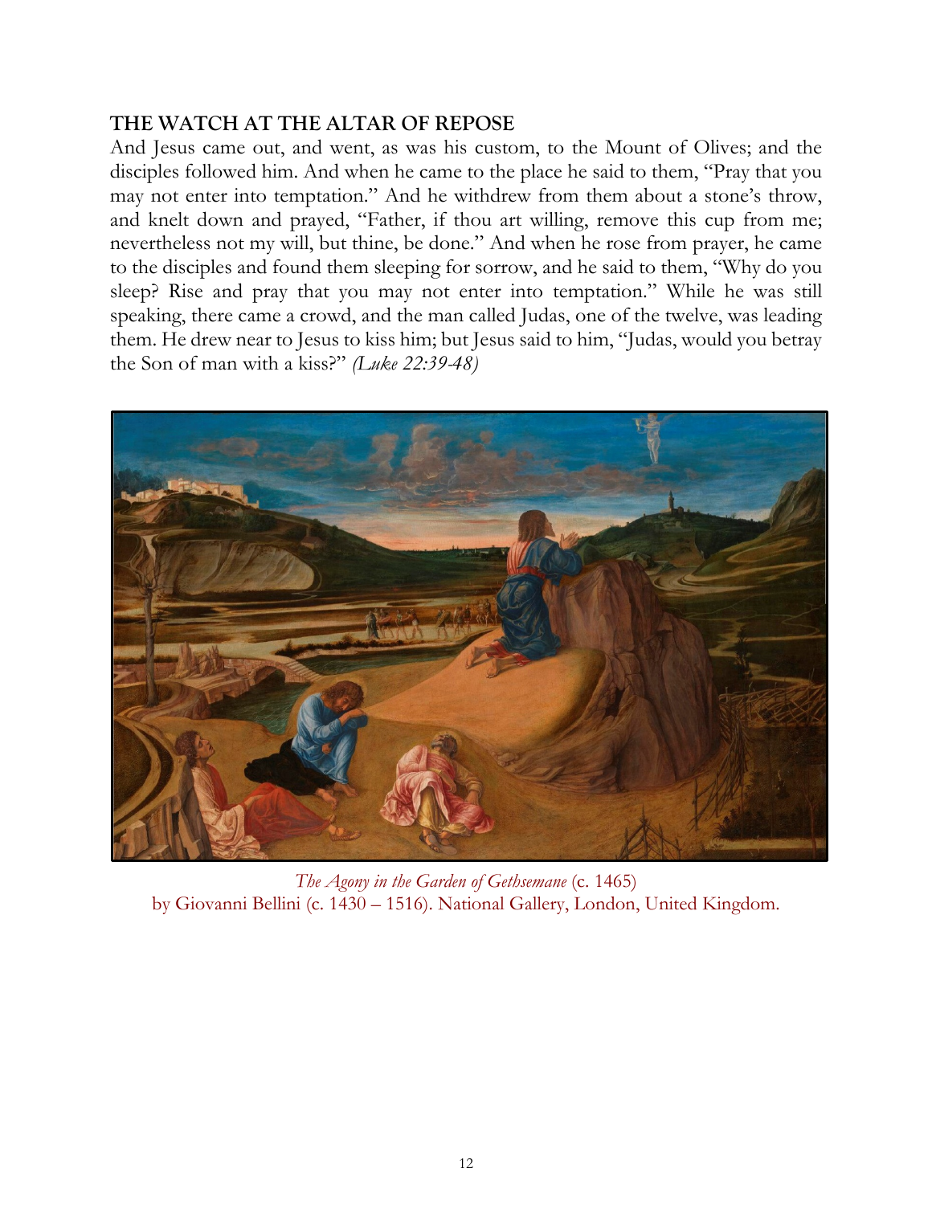## THE WATCH AT THE ALTAR OF REPOSE

And Jesus came out, and went, as was his custom, to the Mount of Olives; and the disciples followed him. And when he came to the place he said to them, "Pray that you may not enter into temptation." And he withdrew from them about a stone's throw, and knelt down and prayed, "Father, if thou art willing, remove this cup from me; nevertheless not my will, but thine, be done." And when he rose from prayer, he came to the disciples and found them sleeping for sorrow, and he said to them, "Why do you sleep? Rise and pray that you may not enter into temptation." While he was still speaking, there came a crowd, and the man called Judas, one of the twelve, was leading them. He drew near to Jesus to kiss him; but Jesus said to him, "Judas, would you betray the Son of man with a kiss?" *(Luke 22:39-48)*

*The Agony in the Garden of Gethsemane* (c. 1465)
by Giovanni Bellini (c. 1430 – 1516). National Gallery, London, United Kingdom.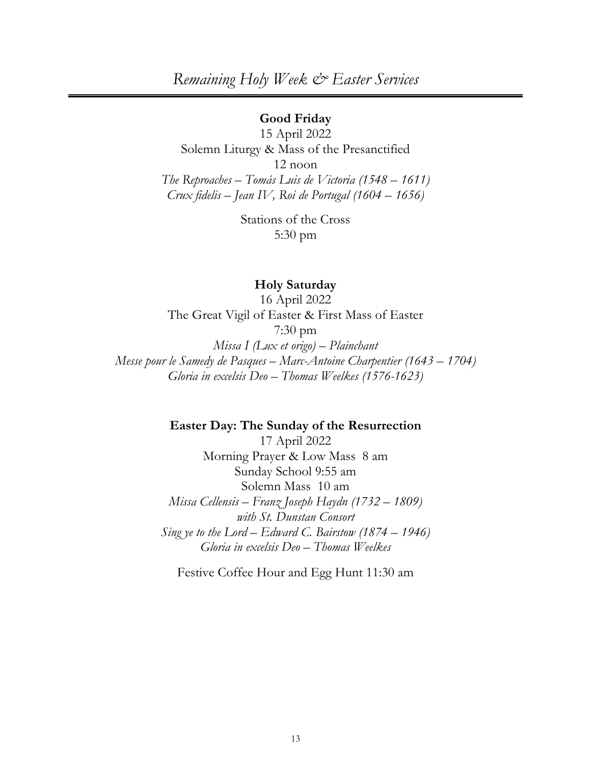# *Remaining Holy Week & Easter Services*

**Good Friday**

15 April 2022

Solemn Liturgy & Mass of the Presanctified

12 noon

*The Reproaches – Tomás Luis de Victoria (1548 – 1611)*

*Crux fidelis – Jean IV, Roi de Portugal (1604 – 1656)*

Stations of the Cross

5:30 pm

**Holy Saturday**

16 April 2022

The Great Vigil of Easter & First Mass of Easter

7:30 pm

*Missa I (Lux et origo) – Plainchant*

*Messe pour le Samedy de Pasques – Marc-Antoine Charpentier (1643 – 1704)*

*Gloria in excelsis Deo – Thomas Weelkes (1576-1623)*

**Easter Day: The Sunday of the Resurrection**

17 April 2022

Morning Prayer & Low Mass 8 am

Sunday School 9:55 am

Solemn Mass 10 am

*Missa Cellensis – Franz Joseph Haydn (1732 – 1809)*

*with St. Dunstan Consort*

*Sing ye to the Lord – Edward C. Bairstow (1874 – 1946)*

*Gloria in excelsis Deo – Thomas Weelkes*

Festive Coffee Hour and Egg Hunt 11:30 am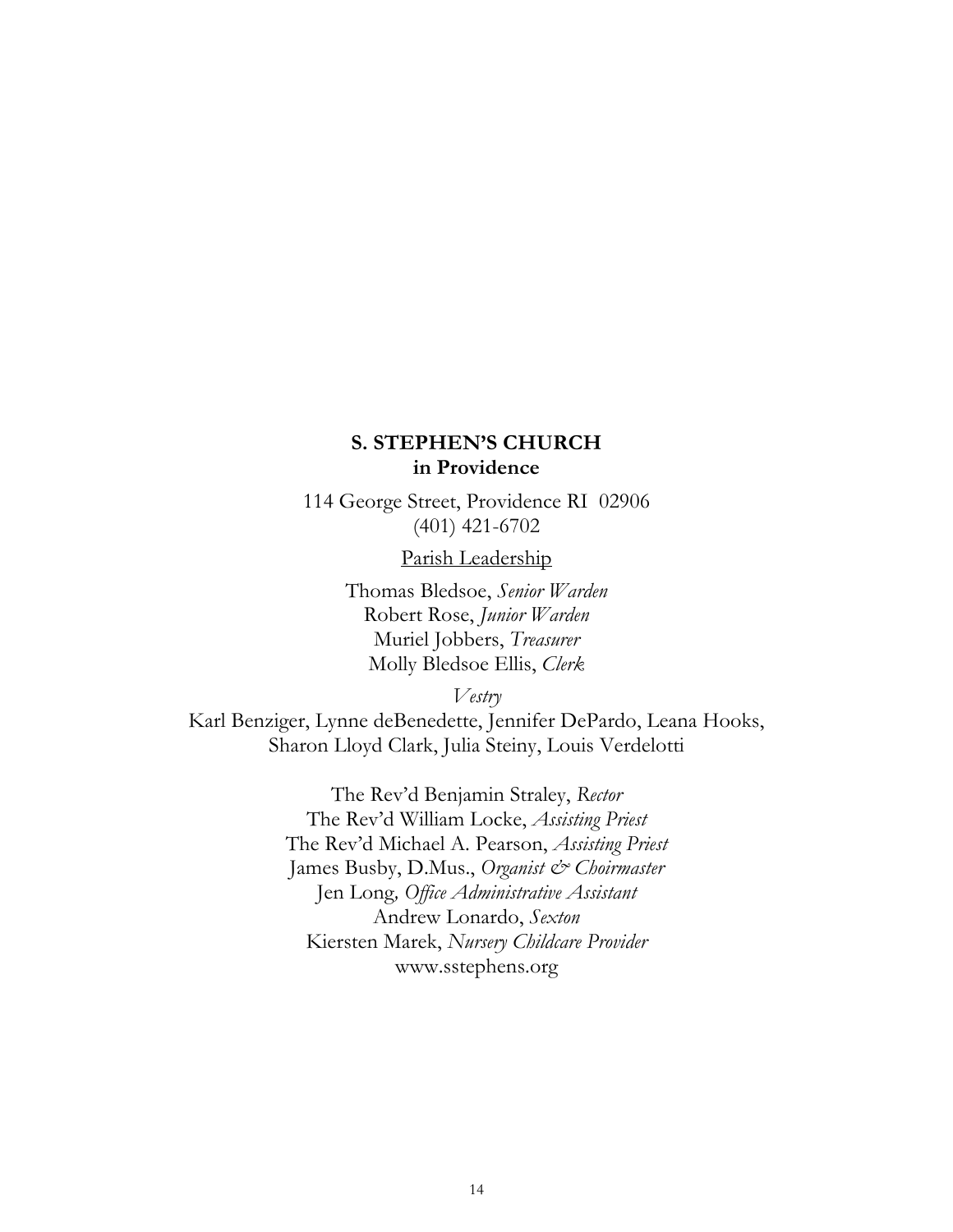**S. STEPHEN'S CHURCH**
**in Providence**

114 George Street, Providence RI 02906
(401) 421-6702

Parish Leadership

Thomas Bledsoe, *Senior Warden*
Robert Rose, *Junior Warden*
Muriel Jobbers, *Treasurer*
Molly Bledsoe Ellis, *Clerk*

*Vestry*

Karl Benziger, Lynne deBenedette, Jennifer DePardo, Leana Hooks, Sharon Lloyd Clark, Julia Steiny, Louis Verdelotti

The Rev'd Benjamin Straley, *Rector*
The Rev'd William Locke, *Assisting Priest*
The Rev'd Michael A. Pearson, *Assisting Priest*
James Busby, D.Mus., *Organist & Choirmaster*
Jen Long, *Office Administrative Assistant*
Andrew Lonardo, *Sexton*
Kiersten Marek, *Nursery Childcare Provider*
www.sstephens.org